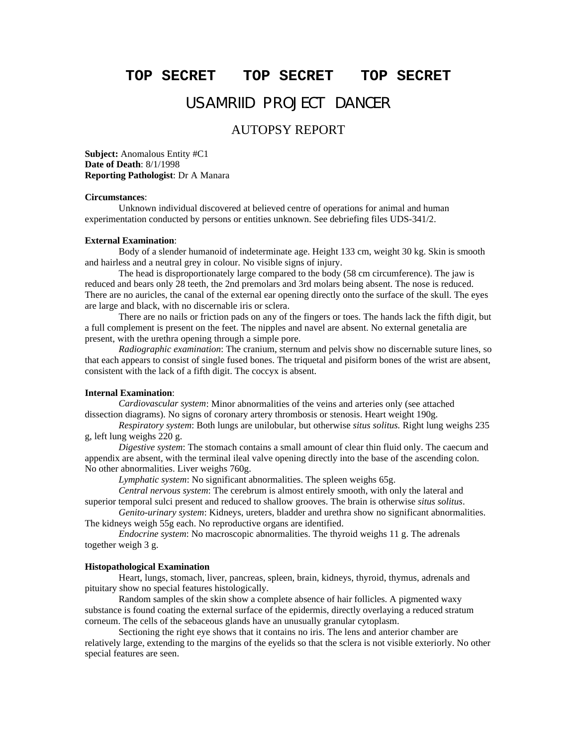**TOP SECRET TOP SECRET TOP SECRET**

# USAMRIID PROJECT DANCER

## AUTOPSY REPORT

**Subject:** Anomalous Entity #C1
**Date of Death**: 8/1/1998
**Reporting Pathologist**: Dr A Manara

**Circumstances**:

Unknown individual discovered at believed centre of operations for animal and human experimentation conducted by persons or entities unknown. See debriefing files UDS-341/2.

**External Examination**:

Body of a slender humanoid of indeterminate age. Height 133 cm, weight 30 kg. Skin is smooth and hairless and a neutral grey in colour. No visible signs of injury.

The head is disproportionately large compared to the body (58 cm circumference). The jaw is reduced and bears only 28 teeth, the 2nd premolars and 3rd molars being absent. The nose is reduced. There are no auricles, the canal of the external ear opening directly onto the surface of the skull. The eyes are large and black, with no discernable iris or sclera.

There are no nails or friction pads on any of the fingers or toes. The hands lack the fifth digit, but a full complement is present on the feet. The nipples and navel are absent. No external genetalia are present, with the urethra opening through a simple pore.

*Radiographic examination*: The cranium, sternum and pelvis show no discernable suture lines, so that each appears to consist of single fused bones. The triquetal and pisiform bones of the wrist are absent, consistent with the lack of a fifth digit. The coccyx is absent.

**Internal Examination**:

*Cardiovascular system*: Minor abnormalities of the veins and arteries only (see attached dissection diagrams). No signs of coronary artery thrombosis or stenosis. Heart weight 190g.

*Respiratory system*: Both lungs are unilobular, but otherwise *situs solitus.* Right lung weighs 235 g, left lung weighs 220 g.

*Digestive system*: The stomach contains a small amount of clear thin fluid only. The caecum and appendix are absent, with the terminal ileal valve opening directly into the base of the ascending colon. No other abnormalities. Liver weighs 760g.

*Lymphatic system*: No significant abnormalities. The spleen weighs 65g.

*Central nervous system*: The cerebrum is almost entirely smooth, with only the lateral and superior temporal sulci present and reduced to shallow grooves. The brain is otherwise *situs solitus*.

*Genito-urinary system*: Kidneys, ureters, bladder and urethra show no significant abnormalities. The kidneys weigh 55g each. No reproductive organs are identified.

*Endocrine system*: No macroscopic abnormalities. The thyroid weighs 11 g. The adrenals together weigh 3 g.

**Histopathological Examination**

Heart, lungs, stomach, liver, pancreas, spleen, brain, kidneys, thyroid, thymus, adrenals and pituitary show no special features histologically.

Random samples of the skin show a complete absence of hair follicles. A pigmented waxy substance is found coating the external surface of the epidermis, directly overlaying a reduced stratum corneum. The cells of the sebaceous glands have an unusually granular cytoplasm.

Sectioning the right eye shows that it contains no iris. The lens and anterior chamber are relatively large, extending to the margins of the eyelids so that the sclera is not visible exteriorly. No other special features are seen.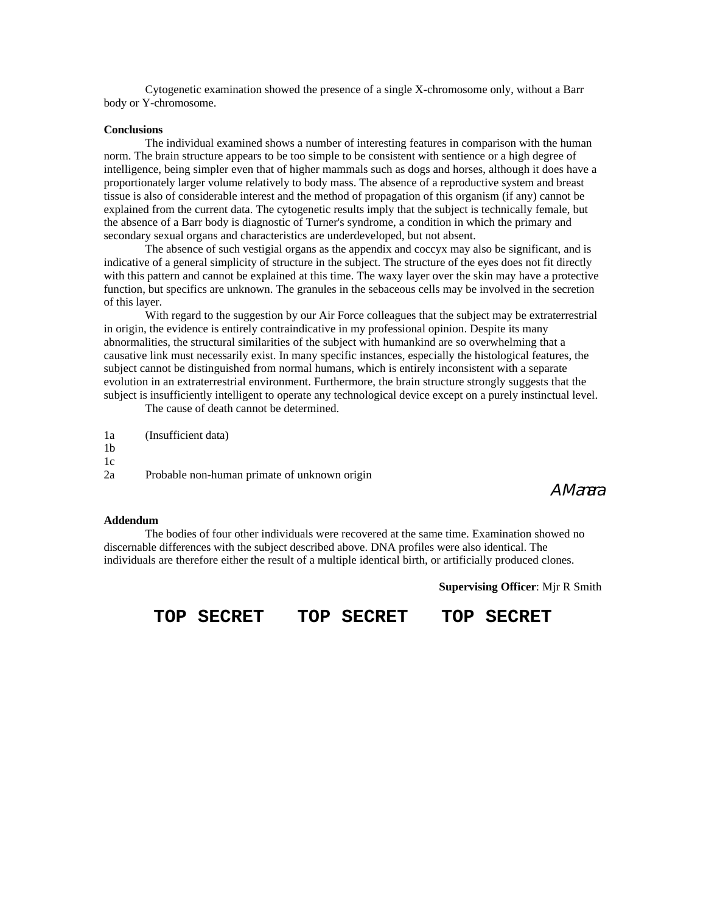Cytogenetic examination showed the presence of a single X-chromosome only, without a Barr body or Y-chromosome.

**Conclusions**

The individual examined shows a number of interesting features in comparison with the human norm. The brain structure appears to be too simple to be consistent with sentience or a high degree of intelligence, being simpler even that of higher mammals such as dogs and horses, although it does have a proportionately larger volume relatively to body mass. The absence of a reproductive system and breast tissue is also of considerable interest and the method of propagation of this organism (if any) cannot be explained from the current data. The cytogenetic results imply that the subject is technically female, but the absence of a Barr body is diagnostic of Turner's syndrome, a condition in which the primary and secondary sexual organs and characteristics are underdeveloped, but not absent.

The absence of such vestigial organs as the appendix and coccyx may also be significant, and is indicative of a general simplicity of structure in the subject. The structure of the eyes does not fit directly with this pattern and cannot be explained at this time. The waxy layer over the skin may have a protective function, but specifics are unknown. The granules in the sebaceous cells may be involved in the secretion of this layer.

With regard to the suggestion by our Air Force colleagues that the subject may be extraterrestrial in origin, the evidence is entirely contraindicative in my professional opinion. Despite its many abnormalities, the structural similarities of the subject with humankind are so overwhelming that a causative link must necessarily exist. In many specific instances, especially the histological features, the subject cannot be distinguished from normal humans, which is entirely inconsistent with a separate evolution in an extraterrestrial environment. Furthermore, the brain structure strongly suggests that the subject is insufficiently intelligent to operate any technological device except on a purely instinctual level.

The cause of death cannot be determined.

1a (Insufficient data)
1b
1c
2a Probable non-human primate of unknown origin

*AMamara*

**Addendum**

The bodies of four other individuals were recovered at the same time. Examination showed no discernable differences with the subject described above. DNA profiles were also identical. The individuals are therefore either the result of a multiple identical birth, or artificially produced clones.

**Supervising Officer**: Mjr R Smith

**TOP SECRET TOP SECRET TOP SECRET**